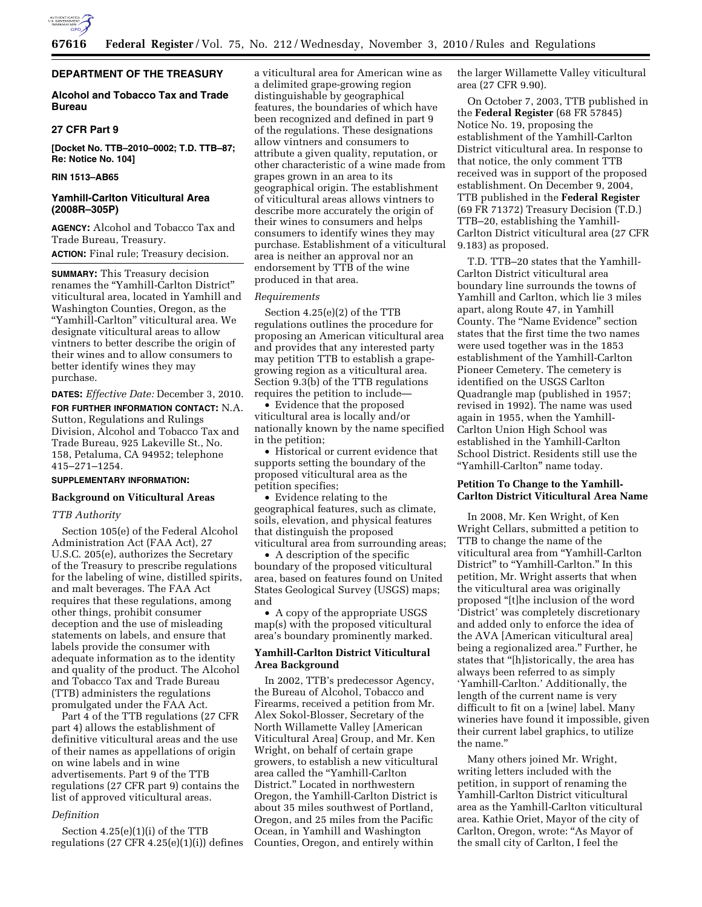**DEPARTMENT OF THE TREASURY**

**Alcohol and Tobacco Tax and Trade Bureau**

**27 CFR Part 9**

**[Docket No. TTB–2010–0002; T.D. TTB–87; Re: Notice No. 104]**

**RIN 1513–AB65**

**Yamhill-Carlton Viticultural Area (2008R–305P)**

**AGENCY:** Alcohol and Tobacco Tax and Trade Bureau, Treasury.

**ACTION:** Final rule; Treasury decision.

**SUMMARY:** This Treasury decision renames the "Yamhill-Carlton District" viticultural area, located in Yamhill and Washington Counties, Oregon, as the "Yamhill-Carlton" viticultural area. We designate viticultural areas to allow vintners to better describe the origin of their wines and to allow consumers to better identify wines they may purchase.

**DATES:** *Effective Date:* December 3, 2010.

**FOR FURTHER INFORMATION CONTACT:** N.A. Sutton, Regulations and Rulings Division, Alcohol and Tobacco Tax and Trade Bureau, 925 Lakeville St., No. 158, Petaluma, CA 94952; telephone 415–271–1254.

**SUPPLEMENTARY INFORMATION:**

**Background on Viticultural Areas**

*TTB Authority*

Section 105(e) of the Federal Alcohol Administration Act (FAA Act), 27 U.S.C. 205(e), authorizes the Secretary of the Treasury to prescribe regulations for the labeling of wine, distilled spirits, and malt beverages. The FAA Act requires that these regulations, among other things, prohibit consumer deception and the use of misleading statements on labels, and ensure that labels provide the consumer with adequate information as to the identity and quality of the product. The Alcohol and Tobacco Tax and Trade Bureau (TTB) administers the regulations promulgated under the FAA Act.

Part 4 of the TTB regulations (27 CFR part 4) allows the establishment of definitive viticultural areas and the use of their names as appellations of origin on wine labels and in wine advertisements. Part 9 of the TTB regulations (27 CFR part 9) contains the list of approved viticultural areas.

*Definition*

Section 4.25(e)(1)(i) of the TTB regulations (27 CFR 4.25(e)(1)(i)) defines a viticultural area for American wine as a delimited grape-growing region distinguishable by geographical features, the boundaries of which have been recognized and defined in part 9 of the regulations. These designations allow vintners and consumers to attribute a given quality, reputation, or other characteristic of a wine made from grapes grown in an area to its geographical origin. The establishment of viticultural areas allows vintners to describe more accurately the origin of their wines to consumers and helps consumers to identify wines they may purchase. Establishment of a viticultural area is neither an approval nor an endorsement by TTB of the wine produced in that area.

*Requirements*

Section 4.25(e)(2) of the TTB regulations outlines the procedure for proposing an American viticultural area and provides that any interested party may petition TTB to establish a grape-growing region as a viticultural area. Section 9.3(b) of the TTB regulations requires the petition to include—

- Evidence that the proposed viticultural area is locally and/or nationally known by the name specified in the petition;
- Historical or current evidence that supports setting the boundary of the proposed viticultural area as the petition specifies;
- Evidence relating to the geographical features, such as climate, soils, elevation, and physical features that distinguish the proposed viticultural area from surrounding areas;
- A description of the specific boundary of the proposed viticultural area, based on features found on United States Geological Survey (USGS) maps; and
- A copy of the appropriate USGS map(s) with the proposed viticultural area's boundary prominently marked.

**Yamhill-Carlton District Viticultural Area Background**

In 2002, TTB's predecessor Agency, the Bureau of Alcohol, Tobacco and Firearms, received a petition from Mr. Alex Sokol-Blosser, Secretary of the North Willamette Valley [American Viticultural Area] Group, and Mr. Ken Wright, on behalf of certain grape growers, to establish a new viticultural area called the "Yamhill-Carlton District." Located in northwestern Oregon, the Yamhill-Carlton District is about 35 miles southwest of Portland, Oregon, and 25 miles from the Pacific Ocean, in Yamhill and Washington Counties, Oregon, and entirely within the larger Willamette Valley viticultural area (27 CFR 9.90).

On October 7, 2003, TTB published in the **Federal Register** (68 FR 57845) Notice No. 19, proposing the establishment of the Yamhill-Carlton District viticultural area. In response to that notice, the only comment TTB received was in support of the proposed establishment. On December 9, 2004, TTB published in the **Federal Register** (69 FR 71372) Treasury Decision (T.D.) TTB–20, establishing the Yamhill-Carlton District viticultural area (27 CFR 9.183) as proposed.

T.D. TTB–20 states that the Yamhill-Carlton District viticultural area boundary line surrounds the towns of Yamhill and Carlton, which lie 3 miles apart, along Route 47, in Yamhill County. The "Name Evidence" section states that the first time the two names were used together was in the 1853 establishment of the Yamhill-Carlton Pioneer Cemetery. The cemetery is identified on the USGS Carlton Quadrangle map (published in 1957; revised in 1992). The name was used again in 1955, when the Yamhill-Carlton Union High School was established in the Yamhill-Carlton School District. Residents still use the "Yamhill-Carlton" name today.

**Petition To Change to the Yamhill-Carlton District Viticultural Area Name**

In 2008, Mr. Ken Wright, of Ken Wright Cellars, submitted a petition to TTB to change the name of the viticultural area from "Yamhill-Carlton District" to "Yamhill-Carlton." In this petition, Mr. Wright asserts that when the viticultural area was originally proposed "[t]he inclusion of the word 'District' was completely discretionary and added only to enforce the idea of the AVA [American viticultural area] being a regionalized area." Further, he states that "[h]istorically, the area has always been referred to as simply 'Yamhill-Carlton.' Additionally, the length of the current name is very difficult to fit on a [wine] label. Many wineries have found it impossible, given their current label graphics, to utilize the name."

Many others joined Mr. Wright, writing letters included with the petition, in support of renaming the Yamhill-Carlton District viticultural area as the Yamhill-Carlton viticultural area. Kathie Oriet, Mayor of the city of Carlton, Oregon, wrote: "As Mayor of the small city of Carlton, I feel the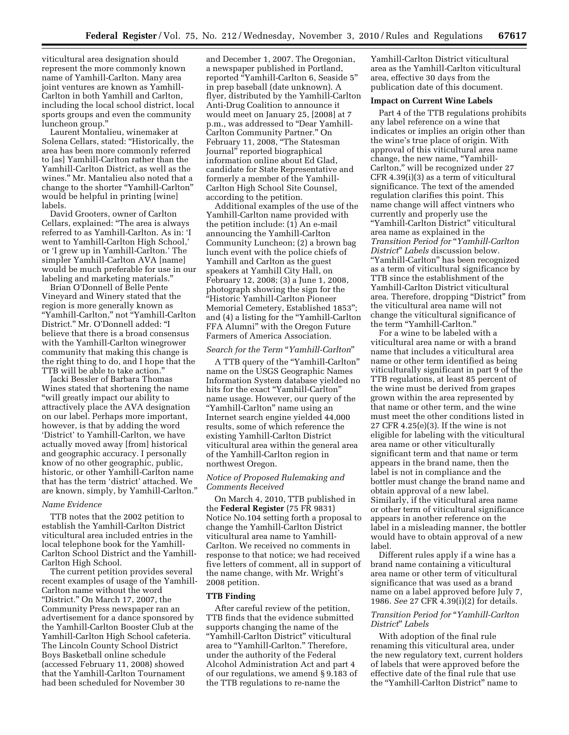viticultural area designation should represent the more commonly known name of Yamhill-Carlton. Many area joint ventures are known as Yamhill-Carlton in both Yamhill and Carlton, including the local school district, local sports groups and even the community luncheon group."

Laurent Montalieu, winemaker at Solena Cellars, stated: "Historically, the area has been more commonly referred to [as] Yamhill-Carlton rather than the Yamhill-Carlton District, as well as the wines." Mr. Mantalieu also noted that a change to the shorter "Yamhill-Carlton" would be helpful in printing [wine] labels.

David Grooters, owner of Carlton Cellars, explained: "The area is always referred to as Yamhill-Carlton. As in: 'I went to Yamhill-Carlton High School,' or 'I grew up in Yamhill-Carlton.' The simpler Yamhill-Carlton AVA [name] would be much preferable for use in our labeling and marketing materials."

Brian O'Donnell of Belle Pente Vineyard and Winery stated that the region is more generally known as "Yamhill-Carlton," not "Yamhill-Carlton District." Mr. O'Donnell added: "I believe that there is a broad consensus with the Yamhill-Carlton winegrower community that making this change is the right thing to do, and I hope that the TTB will be able to take action."

Jacki Bessler of Barbara Thomas Wines stated that shortening the name "will greatly impact our ability to attractively place the AVA designation on our label. Perhaps more important, however, is that by adding the word 'District' to Yamhill-Carlton, we have actually moved away [from] historical and geographic accuracy. I personally know of no other geographic, public, historic, or other Yamhill-Carlton name that has the term 'district' attached. We are known, simply, by Yamhill-Carlton."

### *Name Evidence*

TTB notes that the 2002 petition to establish the Yamhill-Carlton District viticultural area included entries in the local telephone book for the Yamhill-Carlton School District and the Yamhill-Carlton High School.

The current petition provides several recent examples of usage of the Yamhill-Carlton name without the word "District." On March 17, 2007, the Community Press newspaper ran an advertisement for a dance sponsored by the Yamhill-Carlton Booster Club at the Yamhill-Carlton High School cafeteria. The Lincoln County School District Boys Basketball online schedule (accessed February 11, 2008) showed that the Yamhill-Carlton Tournament had been scheduled for November 30 and December 1, 2007. The Oregonian, a newspaper published in Portland, reported "Yamhill-Carlton 6, Seaside 5" in prep baseball (date unknown). A flyer, distributed by the Yamhill-Carlton Anti-Drug Coalition to announce it would meet on January 25, [2008] at 7 p.m., was addressed to "Dear Yamhill-Carlton Community Partner." On February 11, 2008, "The Statesman Journal" reported biographical information online about Ed Glad, candidate for State Representative and formerly a member of the Yamhill-Carlton High School Site Counsel, according to the petition.

Additional examples of the use of the Yamhill-Carlton name provided with the petition include: (1) An e-mail announcing the Yamhill-Carlton Community Luncheon; (2) a brown bag lunch event with the police chiefs of Yamhill and Carlton as the guest speakers at Yamhill City Hall, on February 12, 2008; (3) a June 1, 2008, photograph showing the sign for the "Historic Yamhill-Carlton Pioneer Memorial Cemetery, Established 1853"; and (4) a listing for the "Yamhill-Carlton FFA Alumni" with the Oregon Future Farmers of America Association.

### *Search for the Term "Yamhill-Carlton"*

A TTB query of the "Yamhill-Carlton" name on the USGS Geographic Names Information System database yielded no hits for the exact "Yamhill-Carlton" name usage. However, our query of the "Yamhill-Carlton" name using an Internet search engine yielded 44,000 results, some of which reference the existing Yamhill-Carlton District viticultural area within the general area of the Yamhill-Carlton region in northwest Oregon.

### *Notice of Proposed Rulemaking and Comments Received*

On March 4, 2010, TTB published in the **Federal Register** (75 FR 9831) Notice No.104 setting forth a proposal to change the Yamhill-Carlton District viticultural area name to Yamhill-Carlton. We received no comments in response to that notice; we had received five letters of comment, all in support of the name change, with Mr. Wright's 2008 petition.

## TTB Finding

After careful review of the petition, TTB finds that the evidence submitted supports changing the name of the "Yamhill-Carlton District" viticultural area to "Yamhill-Carlton." Therefore, under the authority of the Federal Alcohol Administration Act and part 4 of our regulations, we amend § 9.183 of the TTB regulations to re-name the Yamhill-Carlton District viticultural area as the Yamhill-Carlton viticultural area, effective 30 days from the publication date of this document.

## Impact on Current Wine Labels

Part 4 of the TTB regulations prohibits any label reference on a wine that indicates or implies an origin other than the wine's true place of origin. With approval of this viticultural area name change, the new name, "Yamhill-Carlton," will be recognized under 27 CFR 4.39(i)(3) as a term of viticultural significance. The text of the amended regulation clarifies this point. This name change will affect vintners who currently and properly use the "Yamhill-Carlton District" viticultural area name as explained in the *Transition Period for "Yamhill-Carlton District" Labels* discussion below. "Yamhill-Carlton" has been recognized as a term of viticultural significance by TTB since the establishment of the Yamhill-Carlton District viticultural area. Therefore, dropping "District" from the viticultural area name will not change the viticultural significance of the term "Yamhill-Carlton."

For a wine to be labeled with a viticultural area name or with a brand name that includes a viticultural area name or other term identified as being viticulturally significant in part 9 of the TTB regulations, at least 85 percent of the wine must be derived from grapes grown within the area represented by that name or other term, and the wine must meet the other conditions listed in 27 CFR 4.25(e)(3). If the wine is not eligible for labeling with the viticultural area name or other viticulturally significant term and that name or term appears in the brand name, then the label is not in compliance and the bottler must change the brand name and obtain approval of a new label. Similarly, if the viticultural area name or other term of viticultural significance appears in another reference on the label in a misleading manner, the bottler would have to obtain approval of a new label.

Different rules apply if a wine has a brand name containing a viticultural area name or other term of viticultural significance that was used as a brand name on a label approved before July 7, 1986. *See* 27 CFR 4.39(i)(2) for details.

### *Transition Period for "Yamhill-Carlton District" Labels*

With adoption of the final rule renaming this viticultural area, under the new regulatory text, current holders of labels that were approved before the effective date of the final rule that use the "Yamhill-Carlton District" name to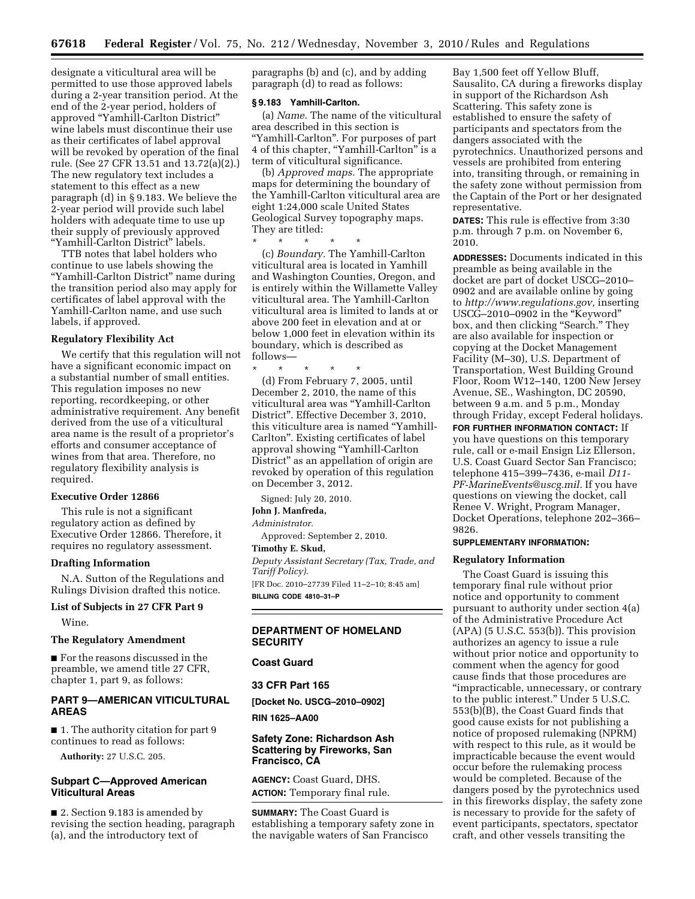designate a viticultural area will be permitted to use those approved labels during a 2-year transition period. At the end of the 2-year period, holders of approved "Yamhill-Carlton District" wine labels must discontinue their use as their certificates of label approval will be revoked by operation of the final rule. (See 27 CFR 13.51 and 13.72(a)(2).) The new regulatory text includes a statement to this effect as a new paragraph (d) in § 9.183. We believe the 2-year period will provide such label holders with adequate time to use up their supply of previously approved "Yamhill-Carlton District" labels.

TTB notes that label holders who continue to use labels showing the "Yamhill-Carlton District" name during the transition period also may apply for certificates of label approval with the Yamhill-Carlton name, and use such labels, if approved.

### Regulatory Flexibility Act

We certify that this regulation will not have a significant economic impact on a substantial number of small entities. This regulation imposes no new reporting, recordkeeping, or other administrative requirement. Any benefit derived from the use of a viticultural area name is the result of a proprietor's efforts and consumer acceptance of wines from that area. Therefore, no regulatory flexibility analysis is required.

### Executive Order 12866

This rule is not a significant regulatory action as defined by Executive Order 12866. Therefore, it requires no regulatory assessment.

### Drafting Information

N.A. Sutton of the Regulations and Rulings Division drafted this notice.

### List of Subjects in 27 CFR Part 9

Wine.

### The Regulatory Amendment

■ For the reasons discussed in the preamble, we amend title 27 CFR, chapter 1, part 9, as follows:

## PART 9—AMERICAN VITICULTURAL AREAS

■ 1. The authority citation for part 9 continues to read as follows:

**Authority:** 27 U.S.C. 205.

## Subpart C—Approved American Viticultural Areas

■ 2. Section 9.183 is amended by revising the section heading, paragraph (a), and the introductory text of paragraphs (b) and (c), and by adding paragraph (d) to read as follows:

**§ 9.183 Yamhill-Carlton.**

(a) *Name.* The name of the viticultural area described in this section is "Yamhill-Carlton". For purposes of part 4 of this chapter, "Yamhill-Carlton" is a term of viticultural significance.

(b) *Approved maps.* The appropriate maps for determining the boundary of the Yamhill-Carlton viticultural area are eight 1:24,000 scale United States Geological Survey topography maps. They are titled:

\* \* \* \* \*

(c) *Boundary.* The Yamhill-Carlton viticultural area is located in Yamhill and Washington Counties, Oregon, and is entirely within the Willamette Valley viticultural area. The Yamhill-Carlton viticultural area is limited to lands at or above 200 feet in elevation and at or below 1,000 feet in elevation within its boundary, which is described as follows—

\* \* \* \* \*

(d) From February 7, 2005, until December 2, 2010, the name of this viticultural area was "Yamhill-Carlton District". Effective December 3, 2010, this viticulture area is named "Yamhill-Carlton". Existing certificates of label approval showing "Yamhill-Carlton District" as an appellation of origin are revoked by operation of this regulation on December 3, 2012.

Signed: July 20, 2010.

**John J. Manfreda,**

*Administrator.*

Approved: September 2, 2010.

**Timothy E. Skud,**

*Deputy Assistant Secretary (Tax, Trade, and Tariff Policy).*

[FR Doc. 2010–27739 Filed 11–2–10; 8:45 am]

**BILLING CODE 4810–31–P**

---

## DEPARTMENT OF HOMELAND SECURITY

### Coast Guard

### 33 CFR Part 165

**[Docket No. USCG–2010–0902]**

**RIN 1625–AA00**

### Safety Zone: Richardson Ash Scattering by Fireworks, San Francisco, CA

**AGENCY:** Coast Guard, DHS.

**ACTION:** Temporary final rule.

**SUMMARY:** The Coast Guard is establishing a temporary safety zone in the navigable waters of San Francisco Bay 1,500 feet off Yellow Bluff, Sausalito, CA during a fireworks display in support of the Richardson Ash Scattering. This safety zone is established to ensure the safety of participants and spectators from the dangers associated with the pyrotechnics. Unauthorized persons and vessels are prohibited from entering into, transiting through, or remaining in the safety zone without permission from the Captain of the Port or her designated representative.

**DATES:** This rule is effective from 3:30 p.m. through 7 p.m. on November 6, 2010.

**ADDRESSES:** Documents indicated in this preamble as being available in the docket are part of docket USCG–2010–0902 and are available online by going to *http://www.regulations.gov,* inserting USCG–2010–0902 in the "Keyword" box, and then clicking "Search." They are also available for inspection or copying at the Docket Management Facility (M–30), U.S. Department of Transportation, West Building Ground Floor, Room W12–140, 1200 New Jersey Avenue, SE., Washington, DC 20590, between 9 a.m. and 5 p.m., Monday through Friday, except Federal holidays.

**FOR FURTHER INFORMATION CONTACT:** If you have questions on this temporary rule, call or e-mail Ensign Liz Ellerson, U.S. Coast Guard Sector San Francisco; telephone 415–399–7436, e-mail *D11-PF-MarineEvents@uscg.mil.* If you have questions on viewing the docket, call Renee V. Wright, Program Manager, Docket Operations, telephone 202–366–9826.

**SUPPLEMENTARY INFORMATION:**

### Regulatory Information

The Coast Guard is issuing this temporary final rule without prior notice and opportunity to comment pursuant to authority under section 4(a) of the Administrative Procedure Act (APA) (5 U.S.C. 553(b)). This provision authorizes an agency to issue a rule without prior notice and opportunity to comment when the agency for good cause finds that those procedures are "impracticable, unnecessary, or contrary to the public interest." Under 5 U.S.C. 553(b)(B), the Coast Guard finds that good cause exists for not publishing a notice of proposed rulemaking (NPRM) with respect to this rule, as it would be impracticable because the event would occur before the rulemaking process would be completed. Because of the dangers posed by the pyrotechnics used in this fireworks display, the safety zone is necessary to provide for the safety of event participants, spectators, spectator craft, and other vessels transiting the